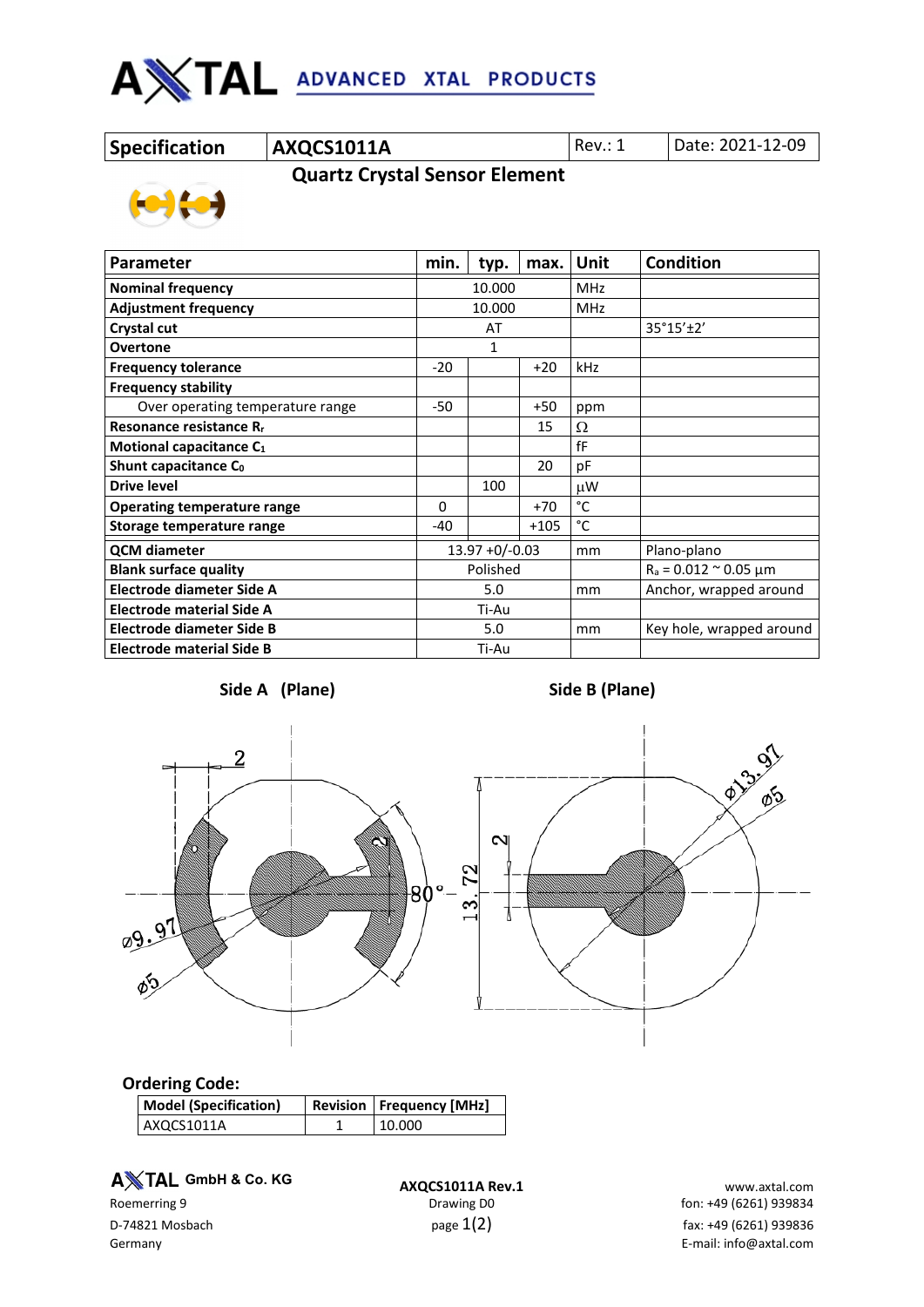| Specification | AXQCS1011A | Rev.: 1 | Date: 2021-12-09 |
|---|---|---|---|

## Quartz Crystal Sensor Element

| Parameter | min. | typ. | max. | Unit | Condition |
|---|---|---|---|---|---|
| **Nominal frequency** | | 10.000 | | MHz | |
| **Adjustment frequency** | | 10.000 | | MHz | |
| **Crystal cut** | | AT | | | 35°15'±2' |
| **Overtone** | | 1 | | | |
| **Frequency tolerance** | -20 | | +20 | kHz | |
| **Frequency stability** | | | | | |
| Over operating temperature range | -50 | | +50 | ppm | |
| **Resonance resistance $R_r$** | | | 15 | Ω | |
| **Motional capacitance $C_1$** | | | | fF | |
| **Shunt capacitance $C_0$** | | | 20 | pF | |
| **Drive level** | | 100 | | μW | |
| **Operating temperature range** | 0 | | +70 | °C | |
| **Storage temperature range** | -40 | | +105 | °C | |
| **QCM diameter** | | 13.97 +0/-0.03 | | mm | Plano-plano |
| **Blank surface quality** | | Polished | | | $R_a$ = 0.012 ~ 0.05 μm |
| **Electrode diameter Side A** | | 5.0 | | mm | Anchor, wrapped around |
| **Electrode material Side A** | | Ti-Au | | | |
| **Electrode diameter Side B** | | 5.0 | | mm | Key hole, wrapped around |
| **Electrode material Side B** | | Ti-Au | | | |

**Side A (Plane)** **Side B (Plane)**

### Ordering Code:

| Model (Specification) | Revision | Frequency [MHz] |
|---|---|---|
| AXQCS1011A | 1 | 10.000 |

AXTAL GmbH & Co. KG
Roemerring 9
D-74821 Mosbach
Germany

AXQCS1011A Rev.1
Drawing D0

www.axtal.com
fon: +49 (6261) 939834
fax: +49 (6261) 939836
E-mail: info@axtal.com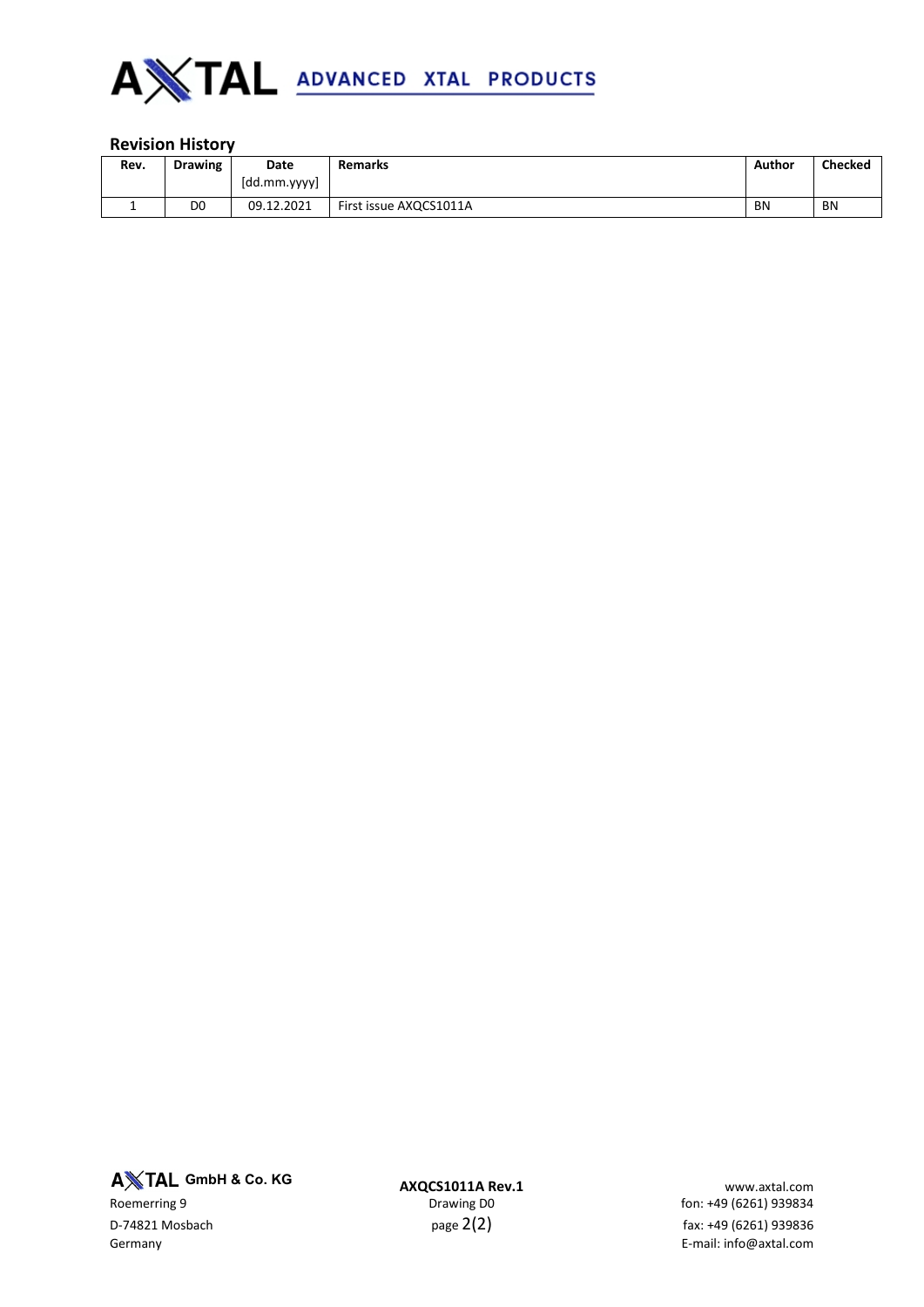## Revision History

| Rev. | Drawing | Date [dd.mm.yyyy] | Remarks | Author | Checked |
|---|---|---|---|---|---|
| 1 | D0 | 09.12.2021 | First issue AXQCS1011A | BN | BN |